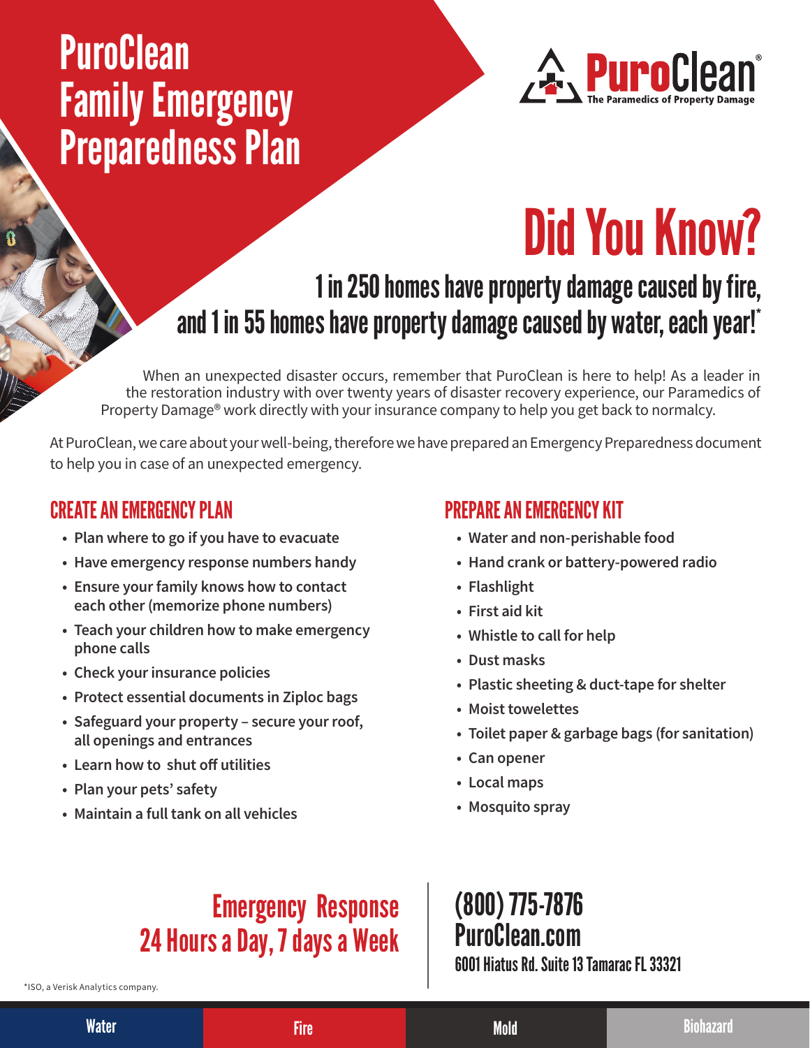# PuroClean Family Emergency Preparedness Plan

PuroClean®
The Paramedics of Property Damage

## Did You Know?

### 1 in 250 homes have property damage caused by fire, and 1 in 55 homes have property damage caused by water, each year!*

When an unexpected disaster occurs, remember that PuroClean is here to help! As a leader in the restoration industry with over twenty years of disaster recovery experience, our Paramedics of Property Damage® work directly with your insurance company to help you get back to normalcy.

At PuroClean, we care about your well-being, therefore we have prepared an Emergency Preparedness document to help you in case of an unexpected emergency.

## CREATE AN EMERGENCY PLAN

- **Plan where to go if you have to evacuate**
- **Have emergency response numbers handy**
- **Ensure your family knows how to contact each other (memorize phone numbers)**
- **Teach your children how to make emergency phone calls**
- **Check your insurance policies**
- **Protect essential documents in Ziploc bags**
- **Safeguard your property – secure your roof, all openings and entrances**
- **Learn how to shut off utilities**
- **Plan your pets' safety**
- **Maintain a full tank on all vehicles**

## PREPARE AN EMERGENCY KIT

- **Water and non-perishable food**
- **Hand crank or battery-powered radio**
- **Flashlight**
- **First aid kit**
- **Whistle to call for help**
- **Dust masks**
- **Plastic sheeting & duct-tape for shelter**
- **Moist towelettes**
- **Toilet paper & garbage bags (for sanitation)**
- **Can opener**
- **Local maps**
- **Mosquito spray**

## Emergency Response 24 Hours a Day, 7 days a Week

**(800) 775-7876**
**PuroClean.com**
**6001 Hiatus Rd. Suite 13 Tamarac FL 33321**

*ISO, a Verisk Analytics company.

Water | Fire | Mold | Biohazard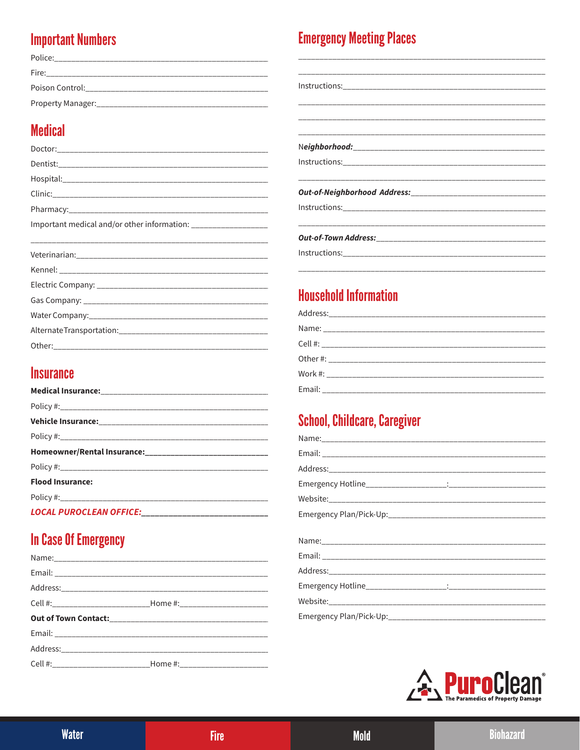## Important Numbers

Police:\_\_\_\_\_\_\_\_\_\_\_\_\_\_\_\_\_\_\_\_\_\_\_\_\_\_\_\_\_\_\_\_\_\_\_\_\_\_\_\_

Fire:\_\_\_\_\_\_\_\_\_\_\_\_\_\_\_\_\_\_\_\_\_\_\_\_\_\_\_\_\_\_\_\_\_\_\_\_\_\_\_\_

Poison Control:\_\_\_\_\_\_\_\_\_\_\_\_\_\_\_\_\_\_\_\_\_\_\_\_\_\_\_\_\_\_\_\_

Property Manager:\_\_\_\_\_\_\_\_\_\_\_\_\_\_\_\_\_\_\_\_\_\_\_\_\_\_\_\_\_\_

## Medical

Doctor:\_\_\_\_\_\_\_\_\_\_\_\_\_\_\_\_\_\_\_\_\_\_\_\_\_\_\_\_\_\_\_\_\_\_\_\_\_\_

Dentist:\_\_\_\_\_\_\_\_\_\_\_\_\_\_\_\_\_\_\_\_\_\_\_\_\_\_\_\_\_\_\_\_\_\_\_\_\_\_

Hospital:\_\_\_\_\_\_\_\_\_\_\_\_\_\_\_\_\_\_\_\_\_\_\_\_\_\_\_\_\_\_\_\_\_\_\_\_\_

Clinic:\_\_\_\_\_\_\_\_\_\_\_\_\_\_\_\_\_\_\_\_\_\_\_\_\_\_\_\_\_\_\_\_\_\_\_\_\_\_\_

Pharmacy:\_\_\_\_\_\_\_\_\_\_\_\_\_\_\_\_\_\_\_\_\_\_\_\_\_\_\_\_\_\_\_\_\_\_\_\_

Important medical and/or other information: \_\_\_\_\_\_\_\_\_\_\_\_\_\_\_\_

\_\_\_\_\_\_\_\_\_\_\_\_\_\_\_\_\_\_\_\_\_\_\_\_\_\_\_\_\_\_\_\_\_\_\_\_\_\_\_\_\_\_\_\_

Veterinarian:\_\_\_\_\_\_\_\_\_\_\_\_\_\_\_\_\_\_\_\_\_\_\_\_\_\_\_\_\_\_\_\_\_\_

Kennel: \_\_\_\_\_\_\_\_\_\_\_\_\_\_\_\_\_\_\_\_\_\_\_\_\_\_\_\_\_\_\_\_\_\_\_\_\_\_

Electric Company: \_\_\_\_\_\_\_\_\_\_\_\_\_\_\_\_\_\_\_\_\_\_\_\_\_\_\_\_\_\_

Gas Company: \_\_\_\_\_\_\_\_\_\_\_\_\_\_\_\_\_\_\_\_\_\_\_\_\_\_\_\_\_\_\_\_\_

Water Company:\_\_\_\_\_\_\_\_\_\_\_\_\_\_\_\_\_\_\_\_\_\_\_\_\_\_\_\_\_\_\_\_

Alternate Transportation:\_\_\_\_\_\_\_\_\_\_\_\_\_\_\_\_\_\_\_\_\_\_\_\_\_\_\_

Other:\_\_\_\_\_\_\_\_\_\_\_\_\_\_\_\_\_\_\_\_\_\_\_\_\_\_\_\_\_\_\_\_\_\_\_\_\_\_\_

## Insurance

**Medical Insurance:**\_\_\_\_\_\_\_\_\_\_\_\_\_\_\_\_\_\_\_\_\_\_\_\_\_\_\_\_\_

Policy #:\_\_\_\_\_\_\_\_\_\_\_\_\_\_\_\_\_\_\_\_\_\_\_\_\_\_\_\_\_\_\_\_\_\_\_\_\_

**Vehicle Insurance:**\_\_\_\_\_\_\_\_\_\_\_\_\_\_\_\_\_\_\_\_\_\_\_\_\_\_\_\_\_\_

Policy #:\_\_\_\_\_\_\_\_\_\_\_\_\_\_\_\_\_\_\_\_\_\_\_\_\_\_\_\_\_\_\_\_\_\_\_\_\_

**Homeowner/Rental Insurance:**\_\_\_\_\_\_\_\_\_\_\_\_\_\_\_\_\_\_\_\_\_\_

Policy #:\_\_\_\_\_\_\_\_\_\_\_\_\_\_\_\_\_\_\_\_\_\_\_\_\_\_\_\_\_\_\_\_\_\_\_\_\_

**Flood Insurance:**

Policy #:\_\_\_\_\_\_\_\_\_\_\_\_\_\_\_\_\_\_\_\_\_\_\_\_\_\_\_\_\_\_\_\_\_\_\_\_\_

***LOCAL PUROCLEAN OFFICE:***\_\_\_\_\_\_\_\_\_\_\_\_\_\_\_\_\_\_\_\_\_\_

## In Case Of Emergency

Name:\_\_\_\_\_\_\_\_\_\_\_\_\_\_\_\_\_\_\_\_\_\_\_\_\_\_\_\_\_\_\_\_\_\_\_\_\_\_\_

Email: \_\_\_\_\_\_\_\_\_\_\_\_\_\_\_\_\_\_\_\_\_\_\_\_\_\_\_\_\_\_\_\_\_\_\_\_\_\_

Address:\_\_\_\_\_\_\_\_\_\_\_\_\_\_\_\_\_\_\_\_\_\_\_\_\_\_\_\_\_\_\_\_\_\_\_\_\_

Cell #:\_\_\_\_\_\_\_\_\_\_\_\_\_\_\_\_\_\_Home #:\_\_\_\_\_\_\_\_\_\_\_\_\_\_\_\_\_

**Out of Town Contact:**\_\_\_\_\_\_\_\_\_\_\_\_\_\_\_\_\_\_\_\_\_\_\_\_\_\_\_\_

Email: \_\_\_\_\_\_\_\_\_\_\_\_\_\_\_\_\_\_\_\_\_\_\_\_\_\_\_\_\_\_\_\_\_\_\_\_\_\_

Address:\_\_\_\_\_\_\_\_\_\_\_\_\_\_\_\_\_\_\_\_\_\_\_\_\_\_\_\_\_\_\_\_\_\_\_\_\_

Cell #:\_\_\_\_\_\_\_\_\_\_\_\_\_\_\_\_\_\_Home #:\_\_\_\_\_\_\_\_\_\_\_\_\_\_\_\_\_

## Emergency Meeting Places

\_\_\_\_\_\_\_\_\_\_\_\_\_\_\_\_\_\_\_\_\_\_\_\_\_\_\_\_\_\_\_\_\_\_\_\_\_\_\_\_\_\_\_\_

\_\_\_\_\_\_\_\_\_\_\_\_\_\_\_\_\_\_\_\_\_\_\_\_\_\_\_\_\_\_\_\_\_\_\_\_\_\_\_\_\_\_\_\_

Instructions:\_\_\_\_\_\_\_\_\_\_\_\_\_\_\_\_\_\_\_\_\_\_\_\_\_\_\_\_\_\_\_\_\_\_\_

\_\_\_\_\_\_\_\_\_\_\_\_\_\_\_\_\_\_\_\_\_\_\_\_\_\_\_\_\_\_\_\_\_\_\_\_\_\_\_\_\_\_\_\_

\_\_\_\_\_\_\_\_\_\_\_\_\_\_\_\_\_\_\_\_\_\_\_\_\_\_\_\_\_\_\_\_\_\_\_\_\_\_\_\_\_\_\_\_

\_\_\_\_\_\_\_\_\_\_\_\_\_\_\_\_\_\_\_\_\_\_\_\_\_\_\_\_\_\_\_\_\_\_\_\_\_\_\_\_\_\_\_\_

N***eighborhood:***\_\_\_\_\_\_\_\_\_\_\_\_\_\_\_\_\_\_\_\_\_\_\_\_\_\_\_\_\_\_\_\_\_

Instructions:\_\_\_\_\_\_\_\_\_\_\_\_\_\_\_\_\_\_\_\_\_\_\_\_\_\_\_\_\_\_\_\_\_\_\_

\_\_\_\_\_\_\_\_\_\_\_\_\_\_\_\_\_\_\_\_\_\_\_\_\_\_\_\_\_\_\_\_\_\_\_\_\_\_\_\_\_\_\_\_

***Out-of-Neighborhood Address:***\_\_\_\_\_\_\_\_\_\_\_\_\_\_\_\_\_\_\_\_\_\_

Instructions:\_\_\_\_\_\_\_\_\_\_\_\_\_\_\_\_\_\_\_\_\_\_\_\_\_\_\_\_\_\_\_\_\_\_\_

\_\_\_\_\_\_\_\_\_\_\_\_\_\_\_\_\_\_\_\_\_\_\_\_\_\_\_\_\_\_\_\_\_\_\_\_\_\_\_\_\_\_\_\_

***Out-of-Town Address:***\_\_\_\_\_\_\_\_\_\_\_\_\_\_\_\_\_\_\_\_\_\_\_\_\_\_\_\_

Instructions:\_\_\_\_\_\_\_\_\_\_\_\_\_\_\_\_\_\_\_\_\_\_\_\_\_\_\_\_\_\_\_\_\_\_\_

\_\_\_\_\_\_\_\_\_\_\_\_\_\_\_\_\_\_\_\_\_\_\_\_\_\_\_\_\_\_\_\_\_\_\_\_\_\_\_\_\_\_\_\_

## Household Information

Address:\_\_\_\_\_\_\_\_\_\_\_\_\_\_\_\_\_\_\_\_\_\_\_\_\_\_\_\_\_\_\_\_\_\_\_\_\_

Name: \_\_\_\_\_\_\_\_\_\_\_\_\_\_\_\_\_\_\_\_\_\_\_\_\_\_\_\_\_\_\_\_\_\_\_\_\_\_

Cell #: \_\_\_\_\_\_\_\_\_\_\_\_\_\_\_\_\_\_\_\_\_\_\_\_\_\_\_\_\_\_\_\_\_\_\_\_\_\_

Other #: \_\_\_\_\_\_\_\_\_\_\_\_\_\_\_\_\_\_\_\_\_\_\_\_\_\_\_\_\_\_\_\_\_\_\_\_\_

Work #: \_\_\_\_\_\_\_\_\_\_\_\_\_\_\_\_\_\_\_\_\_\_\_\_\_\_\_\_\_\_\_\_\_\_\_\_\_

Email: \_\_\_\_\_\_\_\_\_\_\_\_\_\_\_\_\_\_\_\_\_\_\_\_\_\_\_\_\_\_\_\_\_\_\_\_\_\_

## School, Childcare, Caregiver

Name:\_\_\_\_\_\_\_\_\_\_\_\_\_\_\_\_\_\_\_\_\_\_\_\_\_\_\_\_\_\_\_\_\_\_\_\_\_\_\_

Email: \_\_\_\_\_\_\_\_\_\_\_\_\_\_\_\_\_\_\_\_\_\_\_\_\_\_\_\_\_\_\_\_\_\_\_\_\_\_

Address:\_\_\_\_\_\_\_\_\_\_\_\_\_\_\_\_\_\_\_\_\_\_\_\_\_\_\_\_\_\_\_\_\_\_\_\_\_

Emergency Hotline\_\_\_\_\_\_\_\_\_\_\_\_\_\_\_:\_\_\_\_\_\_\_\_\_\_\_\_\_\_\_\_\_\_

Website:\_\_\_\_\_\_\_\_\_\_\_\_\_\_\_\_\_\_\_\_\_\_\_\_\_\_\_\_\_\_\_\_\_\_\_\_\_

Emergency Plan/Pick-Up:\_\_\_\_\_\_\_\_\_\_\_\_\_\_\_\_\_\_\_\_\_\_\_\_\_\_\_\_

Name:\_\_\_\_\_\_\_\_\_\_\_\_\_\_\_\_\_\_\_\_\_\_\_\_\_\_\_\_\_\_\_\_\_\_\_\_\_\_\_

Email: \_\_\_\_\_\_\_\_\_\_\_\_\_\_\_\_\_\_\_\_\_\_\_\_\_\_\_\_\_\_\_\_\_\_\_\_\_\_

Address:\_\_\_\_\_\_\_\_\_\_\_\_\_\_\_\_\_\_\_\_\_\_\_\_\_\_\_\_\_\_\_\_\_\_\_\_\_

Emergency Hotline\_\_\_\_\_\_\_\_\_\_\_\_\_\_\_:\_\_\_\_\_\_\_\_\_\_\_\_\_\_\_\_\_\_

Website:\_\_\_\_\_\_\_\_\_\_\_\_\_\_\_\_\_\_\_\_\_\_\_\_\_\_\_\_\_\_\_\_\_\_\_\_\_

Emergency Plan/Pick-Up:\_\_\_\_\_\_\_\_\_\_\_\_\_\_\_\_\_\_\_\_\_\_\_\_\_\_\_\_

PuroClean®
The Paramedics of Property Damage

Water | Fire | Mold | Biohazard